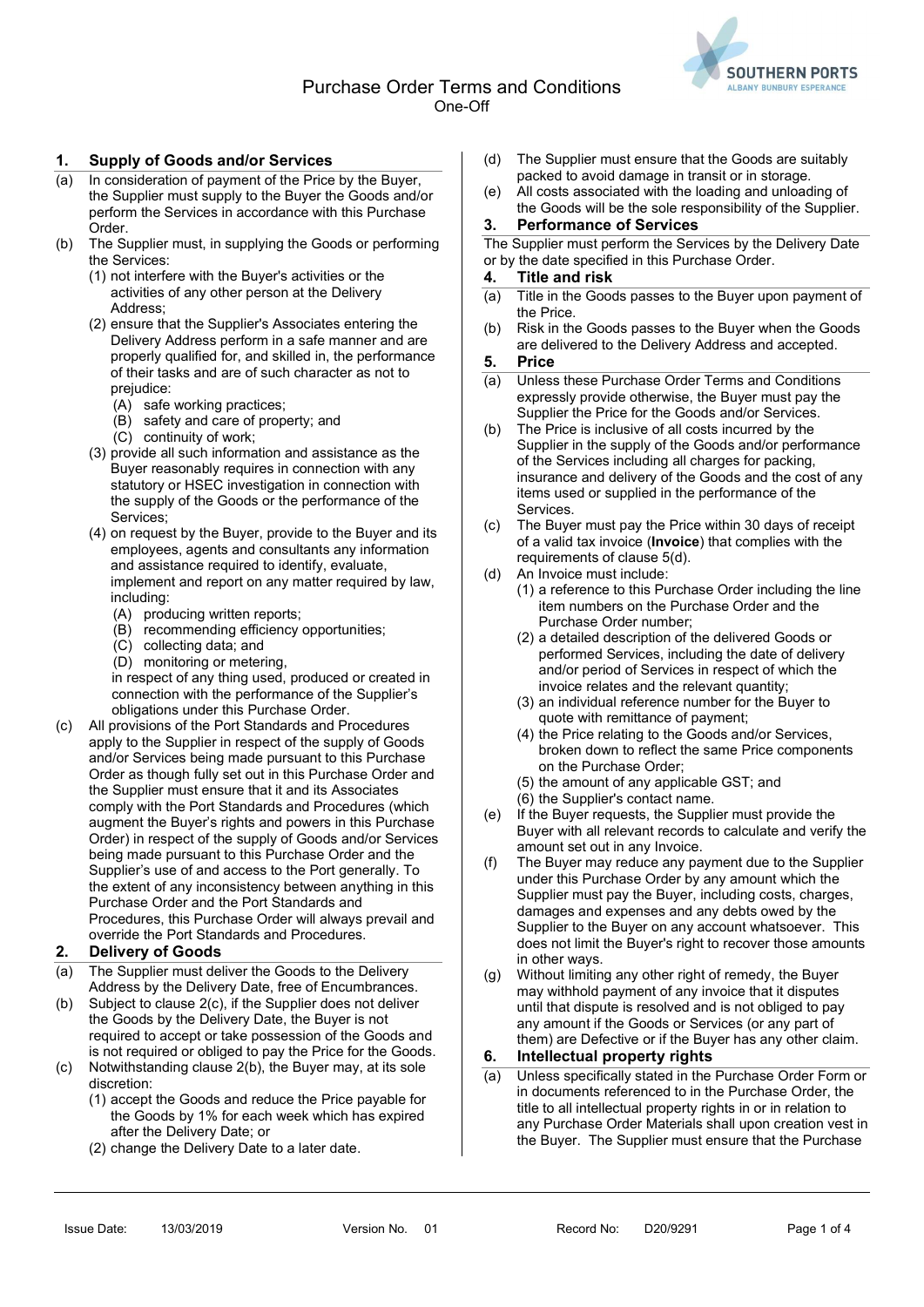# Purchase Order Terms and Conditions

One-Off

## 1. Supply of Goods and/or Services

(a) In consideration of payment of the Price by the Buyer, the Supplier must supply to the Buyer the Goods and/or perform the Services in accordance with this Purchase Order.

(b) The Supplier must, in supplying the Goods or performing the Services:

(1) not interfere with the Buyer's activities or the activities of any other person at the Delivery Address;

(2) ensure that the Supplier's Associates entering the Delivery Address perform in a safe manner and are properly qualified for, and skilled in, the performance of their tasks and are of such character as not to prejudice:

(A) safe working practices;

(B) safety and care of property; and

(C) continuity of work;

(3) provide all such information and assistance as the Buyer reasonably requires in connection with any statutory or HSEC investigation in connection with the supply of the Goods or the performance of the Services;

(4) on request by the Buyer, provide to the Buyer and its employees, agents and consultants any information and assistance required to identify, evaluate, implement and report on any matter required by law, including:

(A) producing written reports;

(B) recommending efficiency opportunities;

(C) collecting data; and

(D) monitoring or metering,

in respect of any thing used, produced or created in connection with the performance of the Supplier's obligations under this Purchase Order.

(c) All provisions of the Port Standards and Procedures apply to the Supplier in respect of the supply of Goods and/or Services being made pursuant to this Purchase Order as though fully set out in this Purchase Order and the Supplier must ensure that it and its Associates comply with the Port Standards and Procedures (which augment the Buyer's rights and powers in this Purchase Order) in respect of the supply of Goods and/or Services being made pursuant to this Purchase Order and the Supplier's use of and access to the Port generally. To the extent of any inconsistency between anything in this Purchase Order and the Port Standards and Procedures, this Purchase Order will always prevail and override the Port Standards and Procedures.

## 2. Delivery of Goods

(a) The Supplier must deliver the Goods to the Delivery Address by the Delivery Date, free of Encumbrances.

(b) Subject to clause 2(c), if the Supplier does not deliver the Goods by the Delivery Date, the Buyer is not required to accept or take possession of the Goods and is not required or obliged to pay the Price for the Goods.

(c) Notwithstanding clause 2(b), the Buyer may, at its sole discretion:

(1) accept the Goods and reduce the Price payable for the Goods by 1% for each week which has expired after the Delivery Date; or

(2) change the Delivery Date to a later date.

(d) The Supplier must ensure that the Goods are suitably packed to avoid damage in transit or in storage.

(e) All costs associated with the loading and unloading of the Goods will be the sole responsibility of the Supplier.

## 3. Performance of Services

The Supplier must perform the Services by the Delivery Date or by the date specified in this Purchase Order.

## 4. Title and risk

(a) Title in the Goods passes to the Buyer upon payment of the Price.

(b) Risk in the Goods passes to the Buyer when the Goods are delivered to the Delivery Address and accepted.

## 5. Price

(a) Unless these Purchase Order Terms and Conditions expressly provide otherwise, the Buyer must pay the Supplier the Price for the Goods and/or Services.

(b) The Price is inclusive of all costs incurred by the Supplier in the supply of the Goods and/or performance of the Services including all charges for packing, insurance and delivery of the Goods and the cost of any items used or supplied in the performance of the Services.

(c) The Buyer must pay the Price within 30 days of receipt of a valid tax invoice (**Invoice**) that complies with the requirements of clause 5(d).

(d) An Invoice must include:

(1) a reference to this Purchase Order including the line item numbers on the Purchase Order and the Purchase Order number;

(2) a detailed description of the delivered Goods or performed Services, including the date of delivery and/or period of Services in respect of which the invoice relates and the relevant quantity;

(3) an individual reference number for the Buyer to quote with remittance of payment;

(4) the Price relating to the Goods and/or Services, broken down to reflect the same Price components on the Purchase Order;

(5) the amount of any applicable GST; and

(6) the Supplier's contact name.

(e) If the Buyer requests, the Supplier must provide the Buyer with all relevant records to calculate and verify the amount set out in any Invoice.

(f) The Buyer may reduce any payment due to the Supplier under this Purchase Order by any amount which the Supplier must pay the Buyer, including costs, charges, damages and expenses and any debts owed by the Supplier to the Buyer on any account whatsoever. This does not limit the Buyer's right to recover those amounts in other ways.

(g) Without limiting any other right of remedy, the Buyer may withhold payment of any invoice that it disputes until that dispute is resolved and is not obliged to pay any amount if the Goods or Services (or any part of them) are Defective or if the Buyer has any other claim.

## 6. Intellectual property rights

(a) Unless specifically stated in the Purchase Order Form or in documents referenced to in the Purchase Order, the title to all intellectual property rights in or in relation to any Purchase Order Materials shall upon creation vest in the Buyer. The Supplier must ensure that the Purchase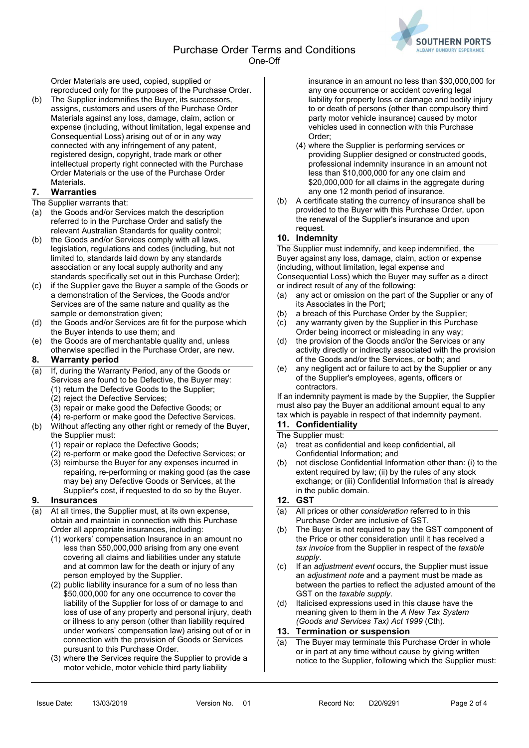Order Materials are used, copied, supplied or reproduced only for the purposes of the Purchase Order.

(b) The Supplier indemnifies the Buyer, its successors, assigns, customers and users of the Purchase Order Materials against any loss, damage, claim, action or expense (including, without limitation, legal expense and Consequential Loss) arising out of or in any way connected with any infringement of any patent, registered design, copyright, trade mark or other intellectual property right connected with the Purchase Order Materials or the use of the Purchase Order Materials.

## 7. Warranties

The Supplier warrants that:

(a) the Goods and/or Services match the description referred to in the Purchase Order and satisfy the relevant Australian Standards for quality control;

(b) the Goods and/or Services comply with all laws, legislation, regulations and codes (including, but not limited to, standards laid down by any standards association or any local supply authority and any standards specifically set out in this Purchase Order);

(c) if the Supplier gave the Buyer a sample of the Goods or a demonstration of the Services, the Goods and/or Services are of the same nature and quality as the sample or demonstration given;

(d) the Goods and/or Services are fit for the purpose which the Buyer intends to use them; and

(e) the Goods are of merchantable quality and, unless otherwise specified in the Purchase Order, are new.

## 8. Warranty period

(a) If, during the Warranty Period, any of the Goods or Services are found to be Defective, the Buyer may:
   (1) return the Defective Goods to the Supplier;
   (2) reject the Defective Services;
   (3) repair or make good the Defective Goods; or
   (4) re-perform or make good the Defective Services.

(b) Without affecting any other right or remedy of the Buyer, the Supplier must:
   (1) repair or replace the Defective Goods;
   (2) re-perform or make good the Defective Services; or
   (3) reimburse the Buyer for any expenses incurred in repairing, re-performing or making good (as the case may be) any Defective Goods or Services, at the Supplier's cost, if requested to do so by the Buyer.

## 9. Insurances

(a) At all times, the Supplier must, at its own expense, obtain and maintain in connection with this Purchase Order all appropriate insurances, including:
   (1) workers' compensation Insurance in an amount no less than $50,000,000 arising from any one event covering all claims and liabilities under any statute and at common law for the death or injury of any person employed by the Supplier.
   (2) public liability insurance for a sum of no less than $50,000,000 for any one occurrence to cover the liability of the Supplier for loss of or damage to and loss of use of any property and personal injury, death or illness to any person (other than liability required under workers' compensation law) arising out of or in connection with the provision of Goods or Services pursuant to this Purchase Order.
   (3) where the Services require the Supplier to provide a motor vehicle, motor vehicle third party liability insurance in an amount no less than $30,000,000 for any one occurrence or accident covering legal liability for property loss or damage and bodily injury to or death of persons (other than compulsory third party motor vehicle insurance) caused by motor vehicles used in connection with this Purchase Order;
   (4) where the Supplier is performing services or providing Supplier designed or constructed goods, professional indemnity insurance in an amount not less than $10,000,000 for any one claim and $20,000,000 for all claims in the aggregate during any one 12 month period of insurance.

(b) A certificate stating the currency of insurance shall be provided to the Buyer with this Purchase Order, upon the renewal of the Supplier's insurance and upon request.

## 10. Indemnity

The Supplier must indemnify, and keep indemnified, the Buyer against any loss, damage, claim, action or expense (including, without limitation, legal expense and Consequential Loss) which the Buyer may suffer as a direct or indirect result of any of the following:

(a) any act or omission on the part of the Supplier or any of its Associates in the Port;

(b) a breach of this Purchase Order by the Supplier;

(c) any warranty given by the Supplier in this Purchase Order being incorrect or misleading in any way;

(d) the provision of the Goods and/or the Services or any activity directly or indirectly associated with the provision of the Goods and/or the Services, or both; and

(e) any negligent act or failure to act by the Supplier or any of the Supplier's employees, agents, officers or contractors.

If an indemnity payment is made by the Supplier, the Supplier must also pay the Buyer an additional amount equal to any tax which is payable in respect of that indemnity payment.

## 11. Confidentiality

The Supplier must:

(a) treat as confidential and keep confidential, all Confidential Information; and

(b) not disclose Confidential Information other than: (i) to the extent required by law; (ii) by the rules of any stock exchange; or (iii) Confidential Information that is already in the public domain.

## 12. GST

(a) All prices or other *consideration* referred to in this Purchase Order are inclusive of GST.

(b) The Buyer is not required to pay the GST component of the Price or other consideration until it has received a *tax invoice* from the Supplier in respect of the *taxable supply*.

(c) If an *adjustment event* occurs, the Supplier must issue an *adjustment note* and a payment must be made as between the parties to reflect the adjusted amount of the GST on the *taxable supply*.

(d) Italicised expressions used in this clause have the meaning given to them in the *A New Tax System (Goods and Services Tax) Act 1999* (Cth).

## 13. Termination or suspension

(a) The Buyer may terminate this Purchase Order in whole or in part at any time without cause by giving written notice to the Supplier, following which the Supplier must: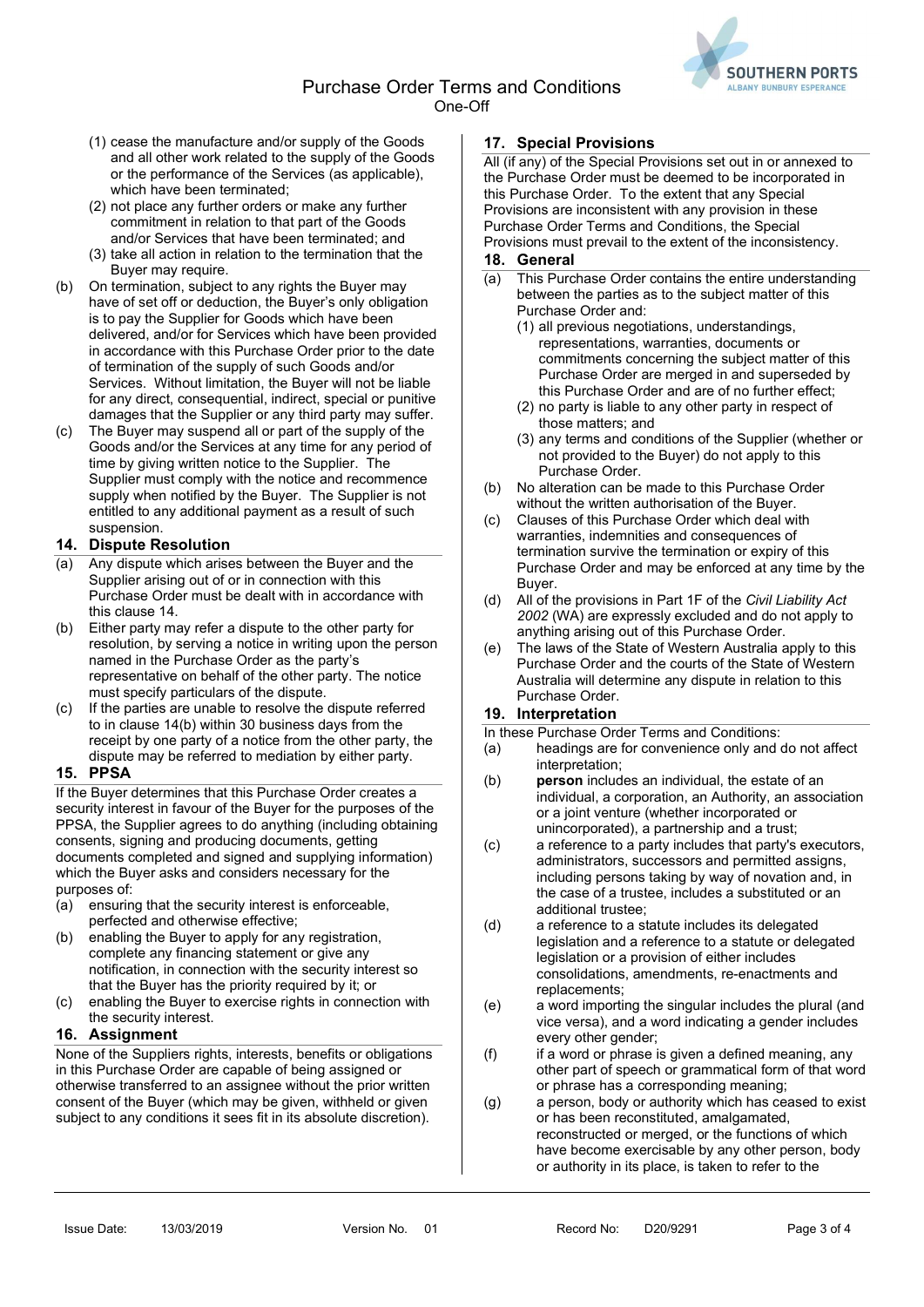(1) cease the manufacture and/or supply of the Goods and all other work related to the supply of the Goods or the performance of the Services (as applicable), which have been terminated;

(2) not place any further orders or make any further commitment in relation to that part of the Goods and/or Services that have been terminated; and

(3) take all action in relation to the termination that the Buyer may require.

(b) On termination, subject to any rights the Buyer may have of set off or deduction, the Buyer's only obligation is to pay the Supplier for Goods which have been delivered, and/or for Services which have been provided in accordance with this Purchase Order prior to the date of termination of the supply of such Goods and/or Services. Without limitation, the Buyer will not be liable for any direct, consequential, indirect, special or punitive damages that the Supplier or any third party may suffer.

(c) The Buyer may suspend all or part of the supply of the Goods and/or the Services at any time for any period of time by giving written notice to the Supplier. The Supplier must comply with the notice and recommence supply when notified by the Buyer. The Supplier is not entitled to any additional payment as a result of such suspension.

## 14. Dispute Resolution

(a) Any dispute which arises between the Buyer and the Supplier arising out of or in connection with this Purchase Order must be dealt with in accordance with this clause 14.

(b) Either party may refer a dispute to the other party for resolution, by serving a notice in writing upon the person named in the Purchase Order as the party's representative on behalf of the other party. The notice must specify particulars of the dispute.

(c) If the parties are unable to resolve the dispute referred to in clause 14(b) within 30 business days from the receipt by one party of a notice from the other party, the dispute may be referred to mediation by either party.

## 15. PPSA

If the Buyer determines that this Purchase Order creates a security interest in favour of the Buyer for the purposes of the PPSA, the Supplier agrees to do anything (including obtaining consents, signing and producing documents, getting documents completed and signed and supplying information) which the Buyer asks and considers necessary for the purposes of:

(a) ensuring that the security interest is enforceable, perfected and otherwise effective;

(b) enabling the Buyer to apply for any registration, complete any financing statement or give any notification, in connection with the security interest so that the Buyer has the priority required by it; or

(c) enabling the Buyer to exercise rights in connection with the security interest.

## 16. Assignment

None of the Suppliers rights, interests, benefits or obligations in this Purchase Order are capable of being assigned or otherwise transferred to an assignee without the prior written consent of the Buyer (which may be given, withheld or given subject to any conditions it sees fit in its absolute discretion).

## 17. Special Provisions

All (if any) of the Special Provisions set out in or annexed to the Purchase Order must be deemed to be incorporated in this Purchase Order. To the extent that any Special Provisions are inconsistent with any provision in these Purchase Order Terms and Conditions, the Special Provisions must prevail to the extent of the inconsistency.

## 18. General

(a) This Purchase Order contains the entire understanding between the parties as to the subject matter of this Purchase Order and:

(1) all previous negotiations, understandings, representations, warranties, documents or commitments concerning the subject matter of this Purchase Order are merged in and superseded by this Purchase Order and are of no further effect;

(2) no party is liable to any other party in respect of those matters; and

(3) any terms and conditions of the Supplier (whether or not provided to the Buyer) do not apply to this Purchase Order.

(b) No alteration can be made to this Purchase Order without the written authorisation of the Buyer.

(c) Clauses of this Purchase Order which deal with warranties, indemnities and consequences of termination survive the termination or expiry of this Purchase Order and may be enforced at any time by the Buyer.

(d) All of the provisions in Part 1F of the *Civil Liability Act 2002* (WA) are expressly excluded and do not apply to anything arising out of this Purchase Order.

(e) The laws of the State of Western Australia apply to this Purchase Order and the courts of the State of Western Australia will determine any dispute in relation to this Purchase Order.

## 19. Interpretation

In these Purchase Order Terms and Conditions:

(a) headings are for convenience only and do not affect interpretation;

(b) **person** includes an individual, the estate of an individual, a corporation, an Authority, an association or a joint venture (whether incorporated or unincorporated), a partnership and a trust;

(c) a reference to a party includes that party's executors, administrators, successors and permitted assigns, including persons taking by way of novation and, in the case of a trustee, includes a substituted or an additional trustee;

(d) a reference to a statute includes its delegated legislation and a reference to a statute or delegated legislation or a provision of either includes consolidations, amendments, re-enactments and replacements;

(e) a word importing the singular includes the plural (and vice versa), and a word indicating a gender includes every other gender;

(f) if a word or phrase is given a defined meaning, any other part of speech or grammatical form of that word or phrase has a corresponding meaning;

(g) a person, body or authority which has ceased to exist or has been reconstituted, amalgamated, reconstructed or merged, or the functions of which have become exercisable by any other person, body or authority in its place, is taken to refer to the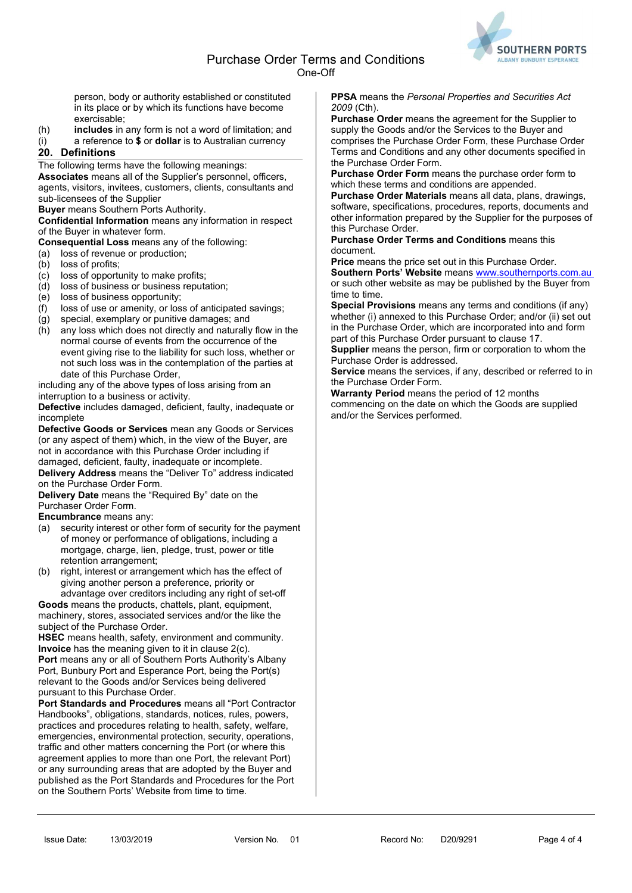person, body or authority established or constituted in its place or by which its functions have become exercisable;

(h) **includes** in any form is not a word of limitation; and

(i) a reference to **$** or **dollar** is to Australian currency

## 20. Definitions

The following terms have the following meanings:

**Associates** means all of the Supplier's personnel, officers, agents, visitors, invitees, customers, clients, consultants and sub-licensees of the Supplier

**Buyer** means Southern Ports Authority.

**Confidential Information** means any information in respect of the Buyer in whatever form.

**Consequential Loss** means any of the following:

(a) loss of revenue or production;
(b) loss of profits;
(c) loss of opportunity to make profits;
(d) loss of business or business reputation;
(e) loss of business opportunity;
(f) loss of use or amenity, or loss of anticipated savings;
(g) special, exemplary or punitive damages; and
(h) any loss which does not directly and naturally flow in the normal course of events from the occurrence of the event giving rise to the liability for such loss, whether or not such loss was in the contemplation of the parties at date of this Purchase Order,

including any of the above types of loss arising from an interruption to a business or activity.

**Defective** includes damaged, deficient, faulty, inadequate or incomplete

**Defective Goods or Services** mean any Goods or Services (or any aspect of them) which, in the view of the Buyer, are not in accordance with this Purchase Order including if damaged, deficient, faulty, inadequate or incomplete.

**Delivery Address** means the "Deliver To" address indicated on the Purchase Order Form.

**Delivery Date** means the "Required By" date on the Purchaser Order Form.

**Encumbrance** means any:

(a) security interest or other form of security for the payment of money or performance of obligations, including a mortgage, charge, lien, pledge, trust, power or title retention arrangement;
(b) right, interest or arrangement which has the effect of giving another person a preference, priority or advantage over creditors including any right of set-off

**Goods** means the products, chattels, plant, equipment, machinery, stores, associated services and/or the like the subject of the Purchase Order.

**HSEC** means health, safety, environment and community.

**Invoice** has the meaning given to it in clause 2(c).

**Port** means any or all of Southern Ports Authority's Albany Port, Bunbury Port and Esperance Port, being the Port(s) relevant to the Goods and/or Services being delivered pursuant to this Purchase Order.

**Port Standards and Procedures** means all "Port Contractor Handbooks", obligations, standards, notices, rules, powers, practices and procedures relating to health, safety, welfare, emergencies, environmental protection, security, operations, traffic and other matters concerning the Port (or where this agreement applies to more than one Port, the relevant Port) or any surrounding areas that are adopted by the Buyer and published as the Port Standards and Procedures for the Port on the Southern Ports' Website from time to time.

**PPSA** means the *Personal Properties and Securities Act 2009* (Cth).

**Purchase Order** means the agreement for the Supplier to supply the Goods and/or the Services to the Buyer and comprises the Purchase Order Form, these Purchase Order Terms and Conditions and any other documents specified in the Purchase Order Form.

**Purchase Order Form** means the purchase order form to which these terms and conditions are appended.

**Purchase Order Materials** means all data, plans, drawings, software, specifications, procedures, reports, documents and other information prepared by the Supplier for the purposes of this Purchase Order.

**Purchase Order Terms and Conditions** means this document.

**Price** means the price set out in this Purchase Order.

**Southern Ports' Website** means www.southernports.com.au or such other website as may be published by the Buyer from time to time.

**Special Provisions** means any terms and conditions (if any) whether (i) annexed to this Purchase Order; and/or (ii) set out in the Purchase Order, which are incorporated into and form part of this Purchase Order pursuant to clause 17.

**Supplier** means the person, firm or corporation to whom the Purchase Order is addressed.

**Service** means the services, if any, described or referred to in the Purchase Order Form.

**Warranty Period** means the period of 12 months commencing on the date on which the Goods are supplied and/or the Services performed.